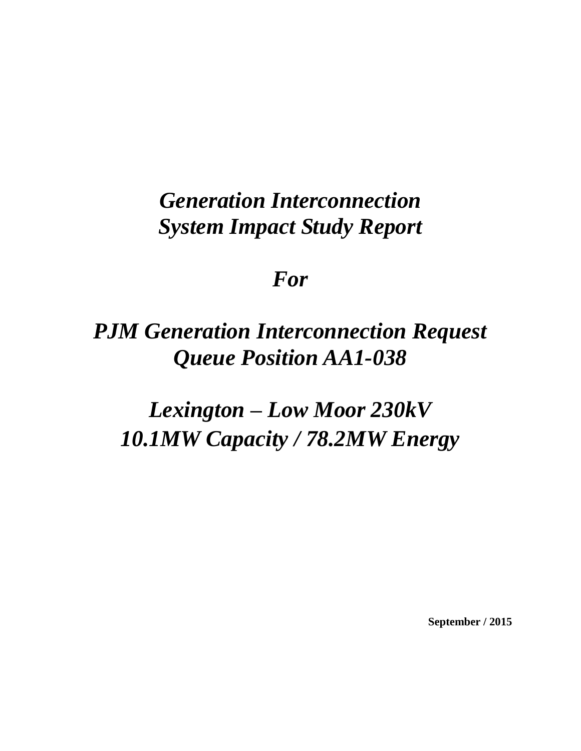# *Generation Interconnection System Impact Study Report*

# *For*

# *PJM Generation Interconnection Request Queue Position AA1-038*

# *Lexington – Low Moor 230kV 10.1MW Capacity / 78.2MW Energy*

**September / 2015**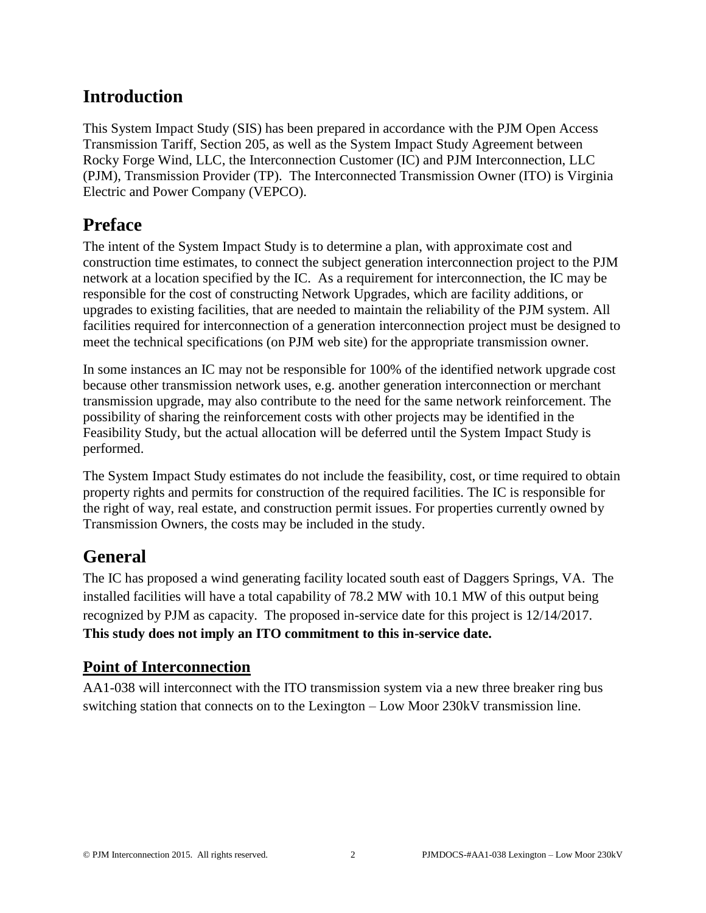# Introduction

This System Impact Study (SIS) has been prepared in accordance with the PJM Open Access Transmission Tariff, Section 205, as well as the System Impact Study Agreement between Rocky Forge Wind, LLC, the Interconnection Customer (IC) and PJM Interconnection, LLC (PJM), Transmission Provider (TP). The Interconnected Transmission Owner (ITO) is Virginia Electric and Power Company (VEPCO).

# Preface

The intent of the System Impact Study is to determine a plan, with approximate cost and construction time estimates, to connect the subject generation interconnection project to the PJM network at a location specified by the IC. As a requirement for interconnection, the IC may be responsible for the cost of constructing Network Upgrades, which are facility additions, or upgrades to existing facilities, that are needed to maintain the reliability of the PJM system. All facilities required for interconnection of a generation interconnection project must be designed to meet the technical specifications (on PJM web site) for the appropriate transmission owner.

In some instances an IC may not be responsible for 100% of the identified network upgrade cost because other transmission network uses, e.g. another generation interconnection or merchant transmission upgrade, may also contribute to the need for the same network reinforcement. The possibility of sharing the reinforcement costs with other projects may be identified in the Feasibility Study, but the actual allocation will be deferred until the System Impact Study is performed.

The System Impact Study estimates do not include the feasibility, cost, or time required to obtain property rights and permits for construction of the required facilities. The IC is responsible for the right of way, real estate, and construction permit issues. For properties currently owned by Transmission Owners, the costs may be included in the study.

# General

The IC has proposed a wind generating facility located south east of Daggers Springs, VA. The installed facilities will have a total capability of 78.2 MW with 10.1 MW of this output being recognized by PJM as capacity. The proposed in-service date for this project is 12/14/2017. **This study does not imply an ITO commitment to this in-service date.**

## Point of Interconnection

AA1-038 will interconnect with the ITO transmission system via a new three breaker ring bus switching station that connects on to the Lexington – Low Moor 230kV transmission line.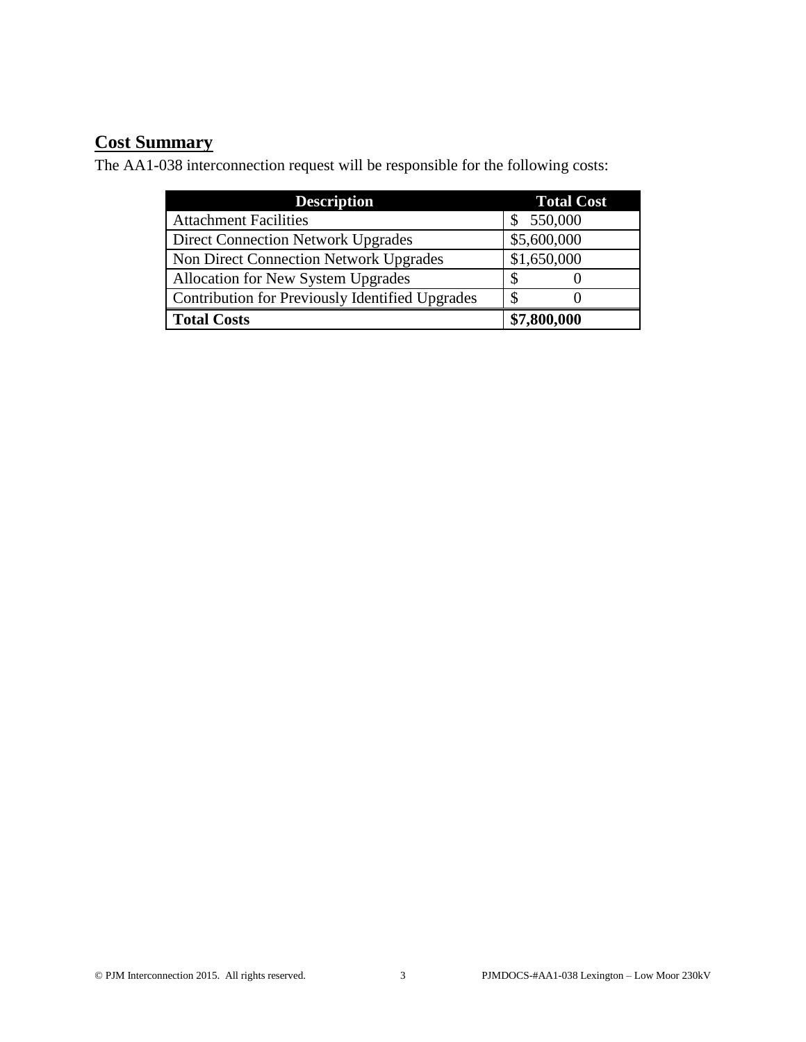## Cost Summary

The AA1-038 interconnection request will be responsible for the following costs:

| Description | Total Cost |
| --- | --- |
| Attachment Facilities | $ 550,000 |
| Direct Connection Network Upgrades | $5,600,000 |
| Non Direct Connection Network Upgrades | $1,650,000 |
| Allocation for New System Upgrades | $ 0 |
| Contribution for Previously Identified Upgrades | $ 0 |
| **Total Costs** | **$7,800,000** |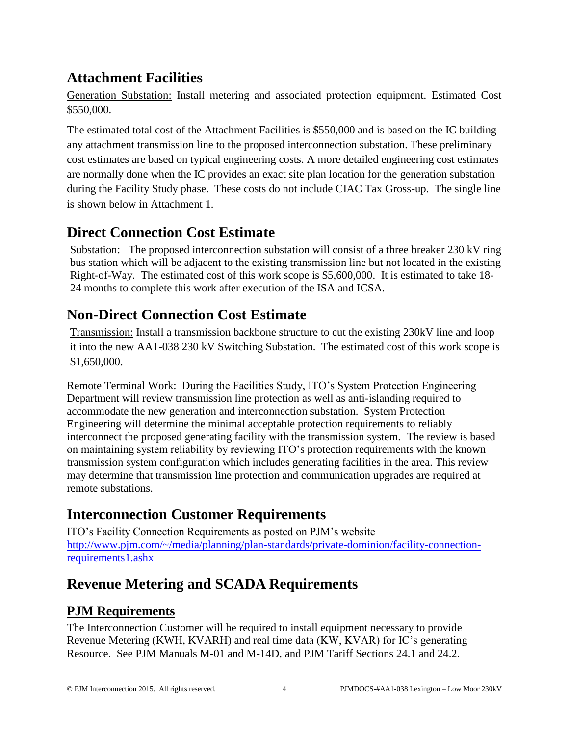## Attachment Facilities

Generation Substation: Install metering and associated protection equipment. Estimated Cost $550,000.

The estimated total cost of the Attachment Facilities is $550,000 and is based on the IC building any attachment transmission line to the proposed interconnection substation. These preliminary cost estimates are based on typical engineering costs. A more detailed engineering cost estimates are normally done when the IC provides an exact site plan location for the generation substation during the Facility Study phase. These costs do not include CIAC Tax Gross-up. The single line is shown below in Attachment 1.

## Direct Connection Cost Estimate

Substation: The proposed interconnection substation will consist of a three breaker 230 kV ring bus station which will be adjacent to the existing transmission line but not located in the existing Right-of-Way. The estimated cost of this work scope is $5,600,000. It is estimated to take 18-24 months to complete this work after execution of the ISA and ICSA.

## Non-Direct Connection Cost Estimate

Transmission: Install a transmission backbone structure to cut the existing 230kV line and loop it into the new AA1-038 230 kV Switching Substation. The estimated cost of this work scope is $1,650,000.

Remote Terminal Work: During the Facilities Study, ITO's System Protection Engineering Department will review transmission line protection as well as anti-islanding required to accommodate the new generation and interconnection substation. System Protection Engineering will determine the minimal acceptable protection requirements to reliably interconnect the proposed generating facility with the transmission system. The review is based on maintaining system reliability by reviewing ITO's protection requirements with the known transmission system configuration which includes generating facilities in the area. This review may determine that transmission line protection and communication upgrades are required at remote substations.

## Interconnection Customer Requirements

ITO's Facility Connection Requirements as posted on PJM's website
http://www.pjm.com/~/media/planning/plan-standards/private-dominion/facility-connection-requirements1.ashx

## Revenue Metering and SCADA Requirements

### PJM Requirements

The Interconnection Customer will be required to install equipment necessary to provide Revenue Metering (KWH, KVARH) and real time data (KW, KVAR) for IC's generating Resource. See PJM Manuals M-01 and M-14D, and PJM Tariff Sections 24.1 and 24.2.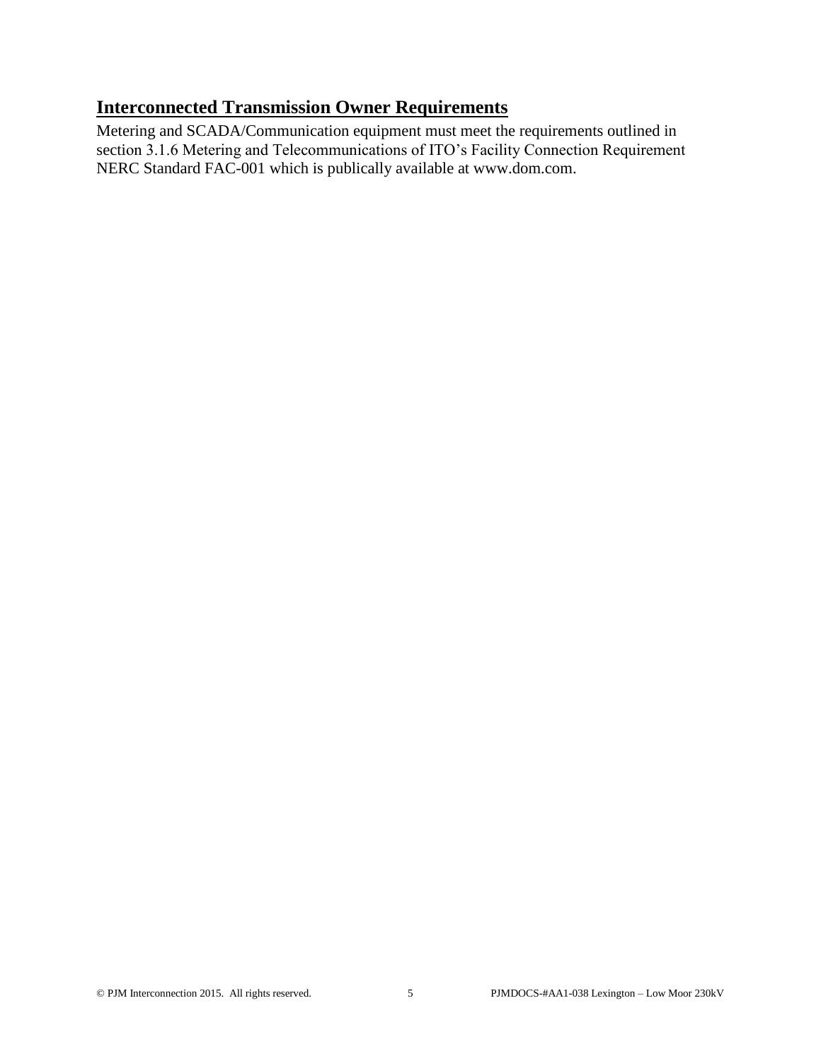## Interconnected Transmission Owner Requirements

Metering and SCADA/Communication equipment must meet the requirements outlined in section 3.1.6 Metering and Telecommunications of ITO's Facility Connection Requirement NERC Standard FAC-001 which is publically available at www.dom.com.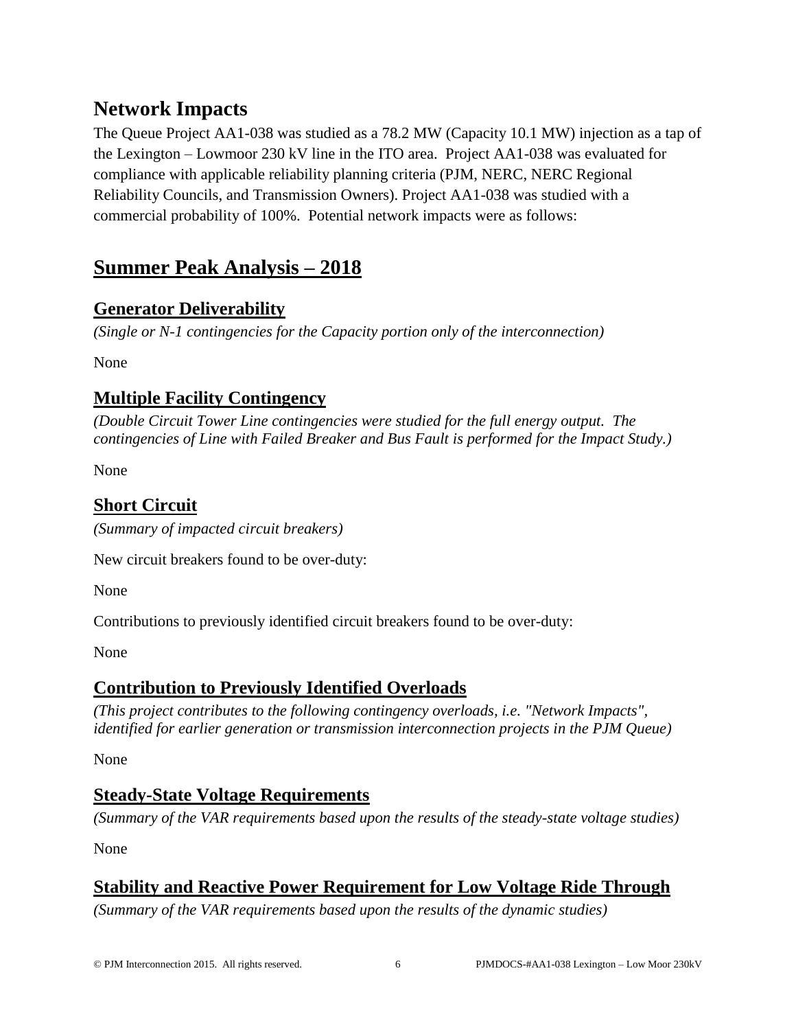# Network Impacts

The Queue Project AA1-038 was studied as a 78.2 MW (Capacity 10.1 MW) injection as a tap of the Lexington – Lowmoor 230 kV line in the ITO area. Project AA1-038 was evaluated for compliance with applicable reliability planning criteria (PJM, NERC, NERC Regional Reliability Councils, and Transmission Owners). Project AA1-038 was studied with a commercial probability of 100%. Potential network impacts were as follows:

# Summer Peak Analysis – 2018

## Generator Deliverability

*(Single or N-1 contingencies for the Capacity portion only of the interconnection)*

None

## Multiple Facility Contingency

*(Double Circuit Tower Line contingencies were studied for the full energy output. The contingencies of Line with Failed Breaker and Bus Fault is performed for the Impact Study.)*

None

## Short Circuit

*(Summary of impacted circuit breakers)*

New circuit breakers found to be over-duty:

None

Contributions to previously identified circuit breakers found to be over-duty:

None

## Contribution to Previously Identified Overloads

*(This project contributes to the following contingency overloads, i.e. "Network Impacts", identified for earlier generation or transmission interconnection projects in the PJM Queue)*

None

## Steady-State Voltage Requirements

*(Summary of the VAR requirements based upon the results of the steady-state voltage studies)*

None

## Stability and Reactive Power Requirement for Low Voltage Ride Through

*(Summary of the VAR requirements based upon the results of the dynamic studies)*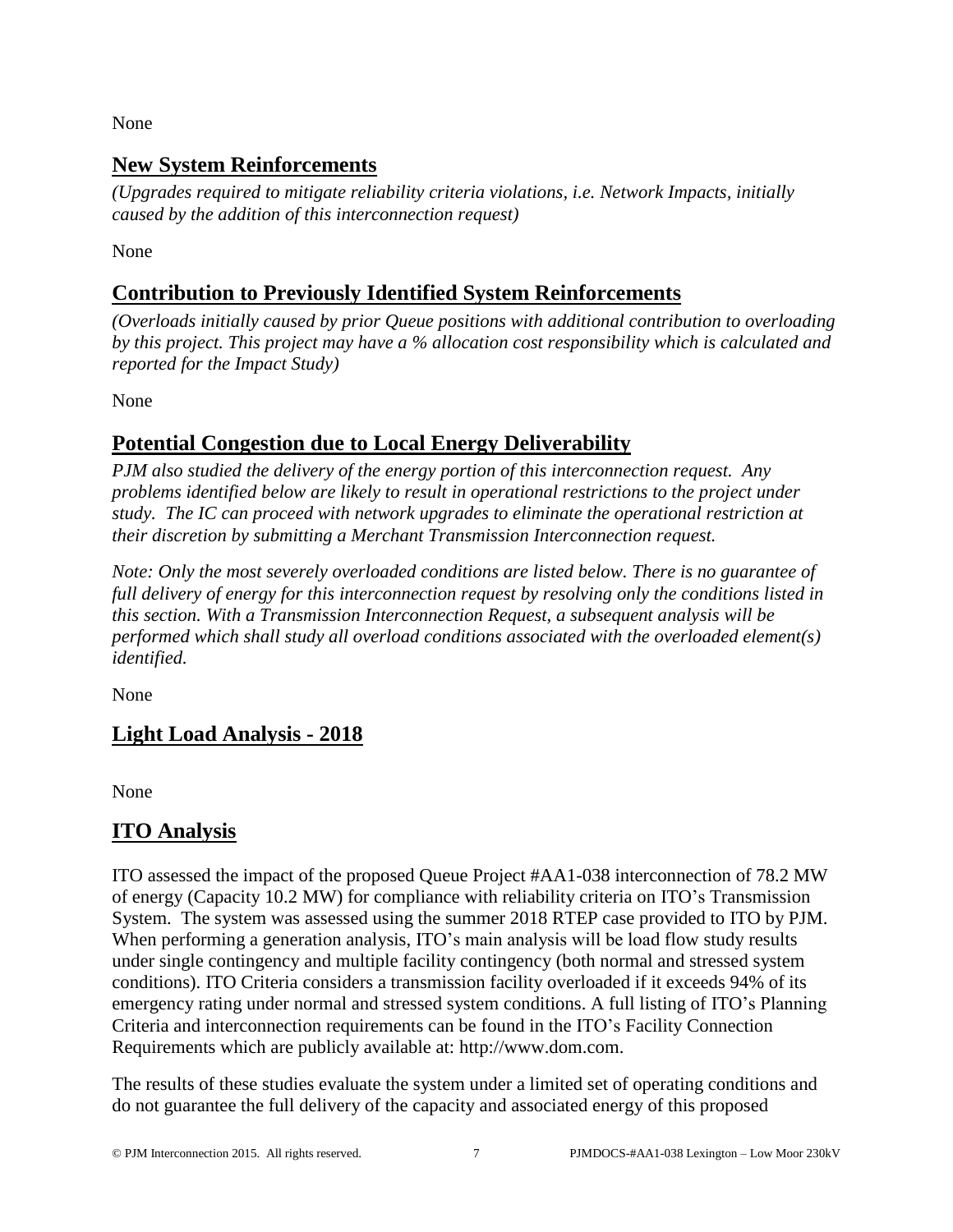None

## New System Reinforcements

*(Upgrades required to mitigate reliability criteria violations, i.e. Network Impacts, initially caused by the addition of this interconnection request)*

None

## Contribution to Previously Identified System Reinforcements

*(Overloads initially caused by prior Queue positions with additional contribution to overloading by this project. This project may have a % allocation cost responsibility which is calculated and reported for the Impact Study)*

None

## Potential Congestion due to Local Energy Deliverability

*PJM also studied the delivery of the energy portion of this interconnection request. Any problems identified below are likely to result in operational restrictions to the project under study. The IC can proceed with network upgrades to eliminate the operational restriction at their discretion by submitting a Merchant Transmission Interconnection request.*

*Note: Only the most severely overloaded conditions are listed below. There is no guarantee of full delivery of energy for this interconnection request by resolving only the conditions listed in this section. With a Transmission Interconnection Request, a subsequent analysis will be performed which shall study all overload conditions associated with the overloaded element(s) identified.*

None

## Light Load Analysis - 2018

None

## ITO Analysis

ITO assessed the impact of the proposed Queue Project #AA1-038 interconnection of 78.2 MW of energy (Capacity 10.2 MW) for compliance with reliability criteria on ITO's Transmission System. The system was assessed using the summer 2018 RTEP case provided to ITO by PJM. When performing a generation analysis, ITO's main analysis will be load flow study results under single contingency and multiple facility contingency (both normal and stressed system conditions). ITO Criteria considers a transmission facility overloaded if it exceeds 94% of its emergency rating under normal and stressed system conditions. A full listing of ITO's Planning Criteria and interconnection requirements can be found in the ITO's Facility Connection Requirements which are publicly available at: http://www.dom.com.

The results of these studies evaluate the system under a limited set of operating conditions and do not guarantee the full delivery of the capacity and associated energy of this proposed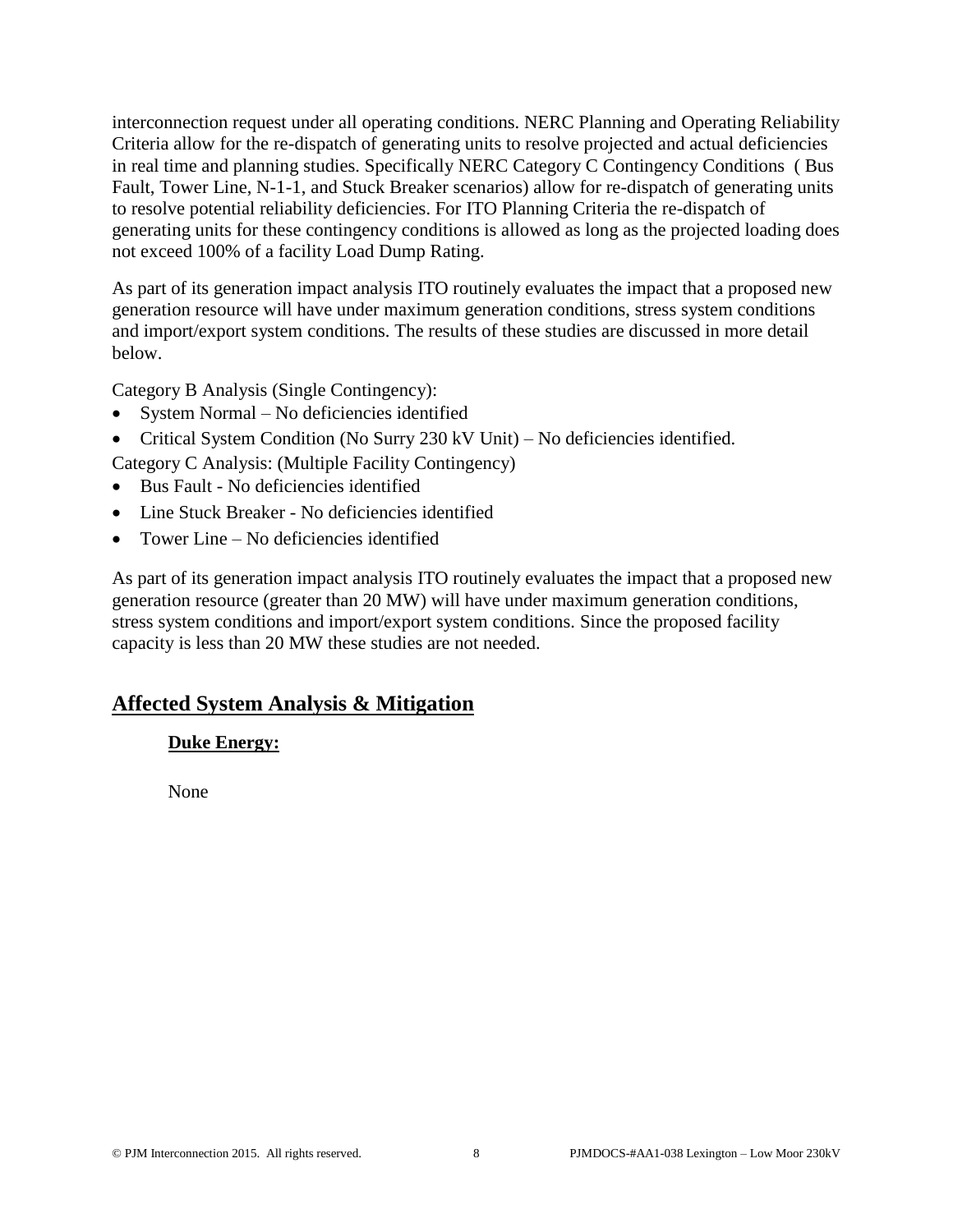interconnection request under all operating conditions. NERC Planning and Operating Reliability Criteria allow for the re-dispatch of generating units to resolve projected and actual deficiencies in real time and planning studies. Specifically NERC Category C Contingency Conditions ( Bus Fault, Tower Line, N-1-1, and Stuck Breaker scenarios) allow for re-dispatch of generating units to resolve potential reliability deficiencies. For ITO Planning Criteria the re-dispatch of generating units for these contingency conditions is allowed as long as the projected loading does not exceed 100% of a facility Load Dump Rating.

As part of its generation impact analysis ITO routinely evaluates the impact that a proposed new generation resource will have under maximum generation conditions, stress system conditions and import/export system conditions. The results of these studies are discussed in more detail below.

Category B Analysis (Single Contingency):

- System Normal – No deficiencies identified
- Critical System Condition (No Surry 230 kV Unit) – No deficiencies identified.

Category C Analysis: (Multiple Facility Contingency)

- Bus Fault - No deficiencies identified
- Line Stuck Breaker - No deficiencies identified
- Tower Line – No deficiencies identified

As part of its generation impact analysis ITO routinely evaluates the impact that a proposed new generation resource (greater than 20 MW) will have under maximum generation conditions, stress system conditions and import/export system conditions. Since the proposed facility capacity is less than 20 MW these studies are not needed.

## Affected System Analysis & Mitigation

### Duke Energy:

None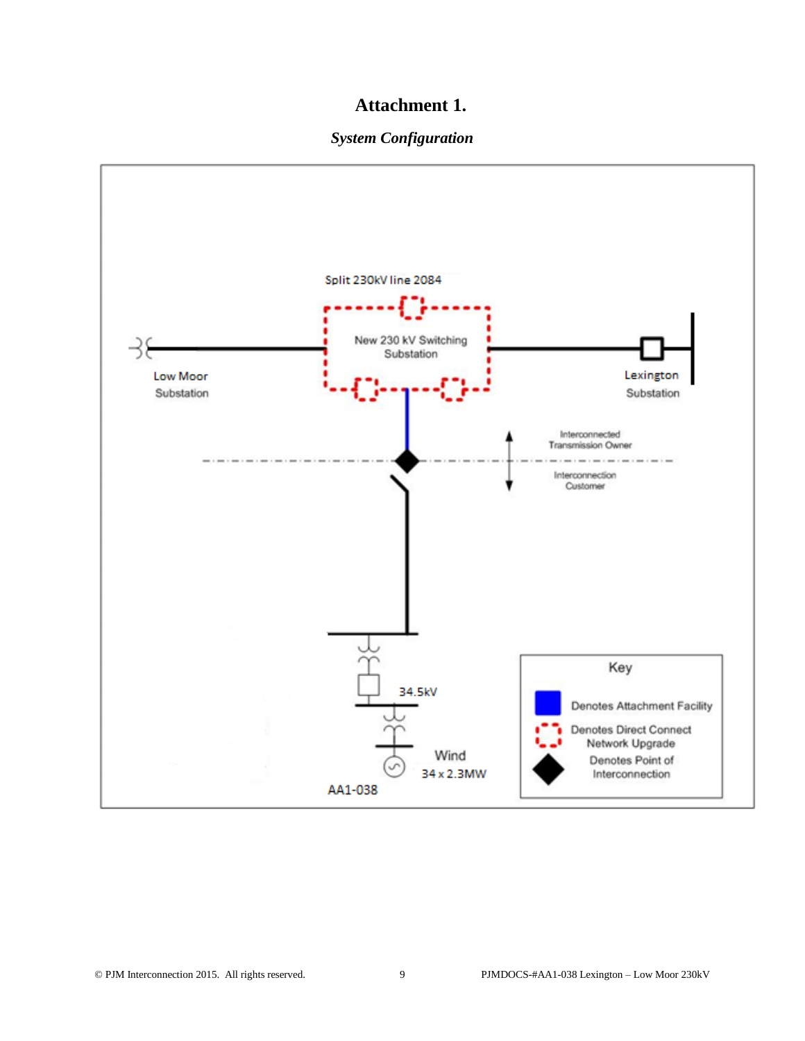# Attachment 1.

## *System Configuration*

Split 230kV line 2084

New 230 kV Switching Substation

Low Moor Substation

Lexington Substation

Interconnected Transmission Owner

Interconnection Customer

34.5kV

Wind

34 x 2.3MW

AA1-038

Key

Denotes Attachment Facility

Denotes Direct Connect Network Upgrade

Denotes Point of Interconnection